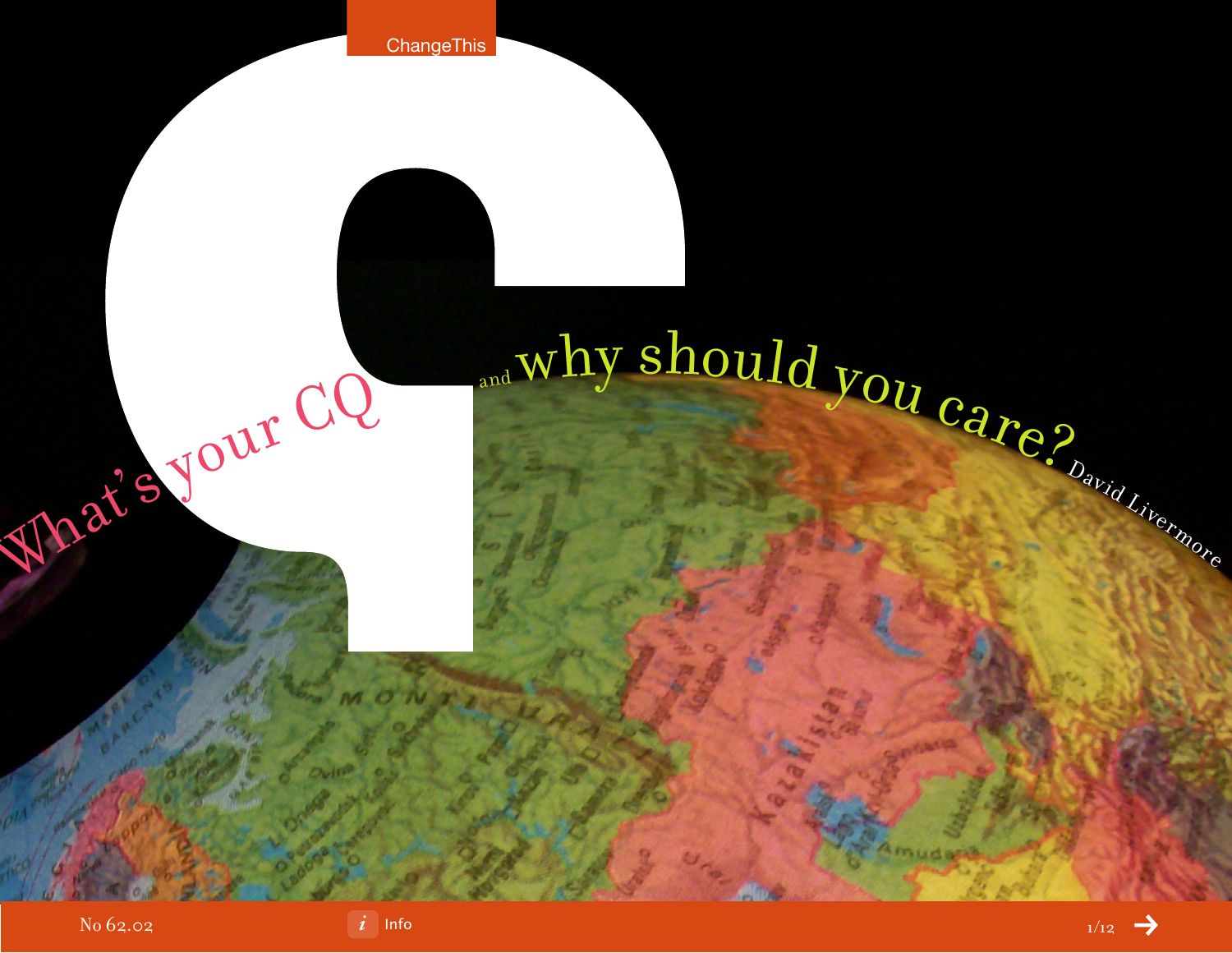# What's your CQ and why should you care?

David Livermore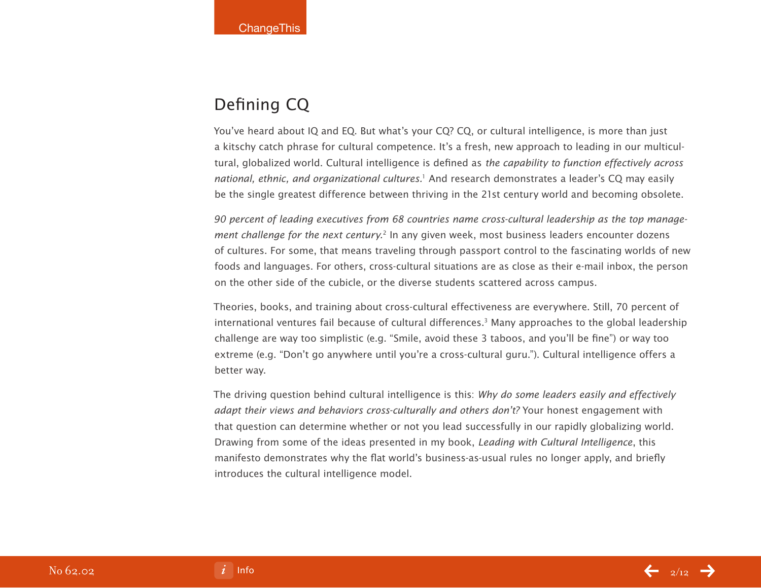## Defining CQ

You've heard about IQ and EQ. But what's your CQ? CQ, or cultural intelligence, is more than just a kitschy catch phrase for cultural competence. It's a fresh, new approach to leading in our multicultural, globalized world. Cultural intelligence is defined as *the capability to function effectively across national, ethnic, and organizational cultures.*[1] And research demonstrates a leader's CQ may easily be the single greatest difference between thriving in the 21st century world and becoming obsolete.

*90 percent of leading executives from 68 countries name cross-cultural leadership as the top management challenge for the next century.*[2] In any given week, most business leaders encounter dozens of cultures. For some, that means traveling through passport control to the fascinating worlds of new foods and languages. For others, cross-cultural situations are as close as their e-mail inbox, the person on the other side of the cubicle, or the diverse students scattered across campus.

Theories, books, and training about cross-cultural effectiveness are everywhere. Still, 70 percent of international ventures fail because of cultural differences.[3] Many approaches to the global leadership challenge are way too simplistic (e.g. "Smile, avoid these 3 taboos, and you'll be fine") or way too extreme (e.g. "Don't go anywhere until you're a cross-cultural guru."). Cultural intelligence offers a better way.

The driving question behind cultural intelligence is this: *Why do some leaders easily and effectively adapt their views and behaviors cross-culturally and others don't?* Your honest engagement with that question can determine whether or not you lead successfully in our rapidly globalizing world. Drawing from some of the ideas presented in my book, *Leading with Cultural Intelligence*, this manifesto demonstrates why the flat world's business-as-usual rules no longer apply, and briefly introduces the cultural intelligence model.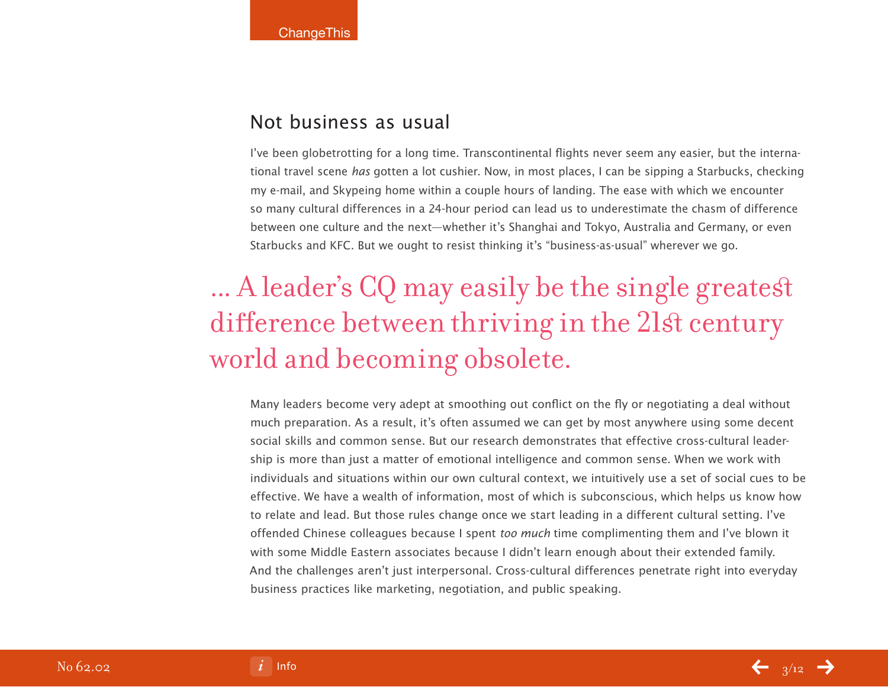## Not business as usual

I've been globetrotting for a long time. Transcontinental flights never seem any easier, but the international travel scene *has* gotten a lot cushier. Now, in most places, I can be sipping a Starbucks, checking my e-mail, and Skypeing home within a couple hours of landing. The ease with which we encounter so many cultural differences in a 24-hour period can lead us to underestimate the chasm of difference between one culture and the next—whether it's Shanghai and Tokyo, Australia and Germany, or even Starbucks and KFC. But we ought to resist thinking it's "business-as-usual" wherever we go.

> ... A leader's CQ may easily be the single greatest difference between thriving in the 21st century world and becoming obsolete.

Many leaders become very adept at smoothing out conflict on the fly or negotiating a deal without much preparation. As a result, it's often assumed we can get by most anywhere using some decent social skills and common sense. But our research demonstrates that effective cross-cultural leadership is more than just a matter of emotional intelligence and common sense. When we work with individuals and situations within our own cultural context, we intuitively use a set of social cues to be effective. We have a wealth of information, most of which is subconscious, which helps us know how to relate and lead. But those rules change once we start leading in a different cultural setting. I've offended Chinese colleagues because I spent *too much* time complimenting them and I've blown it with some Middle Eastern associates because I didn't learn enough about their extended family. And the challenges aren't just interpersonal. Cross-cultural differences penetrate right into everyday business practices like marketing, negotiation, and public speaking.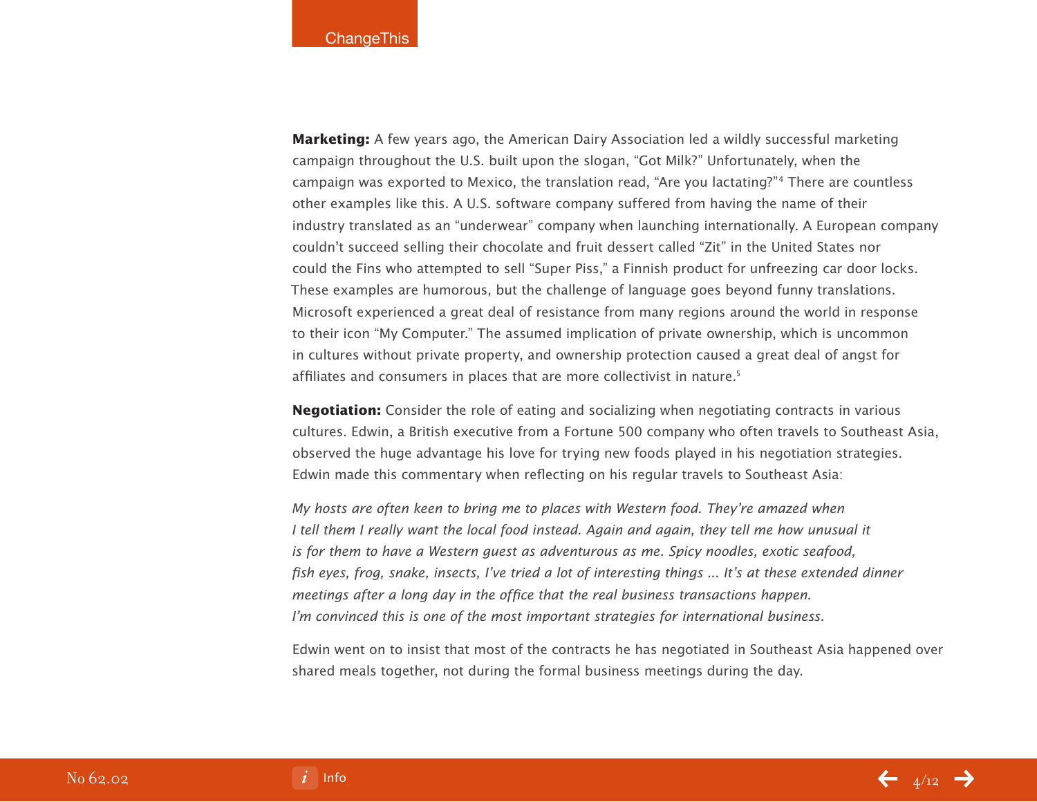**Marketing:** A few years ago, the American Dairy Association led a wildly successful marketing campaign throughout the U.S. built upon the slogan, "Got Milk?" Unfortunately, when the campaign was exported to Mexico, the translation read, "Are you lactating?"[4] There are countless other examples like this. A U.S. software company suffered from having the name of their industry translated as an "underwear" company when launching internationally. A European company couldn't succeed selling their chocolate and fruit dessert called "Zit" in the United States nor could the Fins who attempted to sell "Super Piss," a Finnish product for unfreezing car door locks. These examples are humorous, but the challenge of language goes beyond funny translations. Microsoft experienced a great deal of resistance from many regions around the world in response to their icon "My Computer." The assumed implication of private ownership, which is uncommon in cultures without private property, and ownership protection caused a great deal of angst for affiliates and consumers in places that are more collectivist in nature.[5]

**Negotiation:** Consider the role of eating and socializing when negotiating contracts in various cultures. Edwin, a British executive from a Fortune 500 company who often travels to Southeast Asia, observed the huge advantage his love for trying new foods played in his negotiation strategies. Edwin made this commentary when reflecting on his regular travels to Southeast Asia:

*My hosts are often keen to bring me to places with Western food. They're amazed when I tell them I really want the local food instead. Again and again, they tell me how unusual it is for them to have a Western guest as adventurous as me. Spicy noodles, exotic seafood, fish eyes, frog, snake, insects, I've tried a lot of interesting things ... It's at these extended dinner meetings after a long day in the office that the real business transactions happen. I'm convinced this is one of the most important strategies for international business.*

Edwin went on to insist that most of the contracts he has negotiated in Southeast Asia happened over shared meals together, not during the formal business meetings during the day.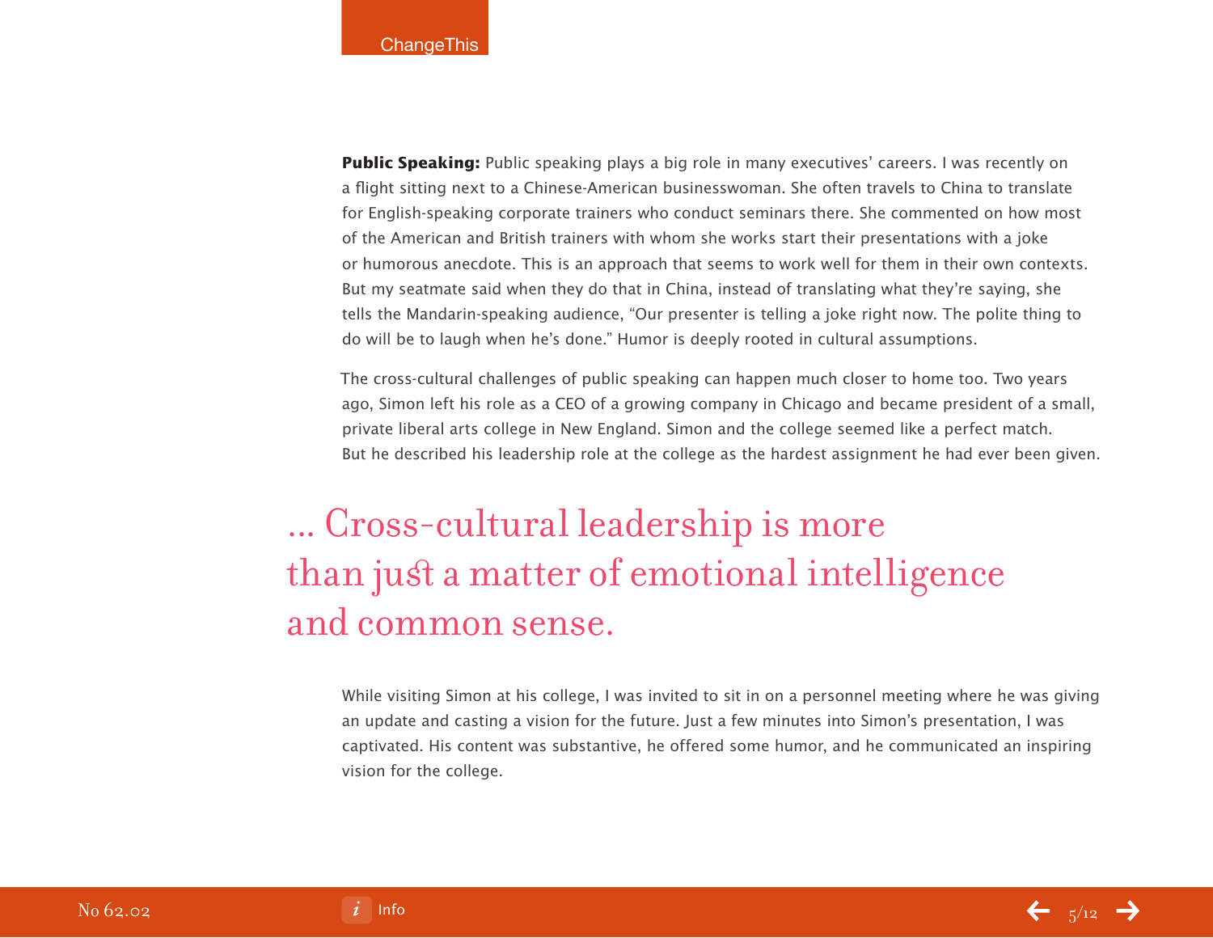**Public Speaking:** Public speaking plays a big role in many executives' careers. I was recently on a flight sitting next to a Chinese-American businesswoman. She often travels to China to translate for English-speaking corporate trainers who conduct seminars there. She commented on how most of the American and British trainers with whom she works start their presentations with a joke or humorous anecdote. This is an approach that seems to work well for them in their own contexts. But my seatmate said when they do that in China, instead of translating what they're saying, she tells the Mandarin-speaking audience, "Our presenter is telling a joke right now. The polite thing to do will be to laugh when he's done." Humor is deeply rooted in cultural assumptions.

The cross-cultural challenges of public speaking can happen much closer to home too. Two years ago, Simon left his role as a CEO of a growing company in Chicago and became president of a small, private liberal arts college in New England. Simon and the college seemed like a perfect match. But he described his leadership role at the college as the hardest assignment he had ever been given.

> ... Cross-cultural leadership is more than just a matter of emotional intelligence and common sense.

While visiting Simon at his college, I was invited to sit in on a personnel meeting where he was giving an update and casting a vision for the future. Just a few minutes into Simon's presentation, I was captivated. His content was substantive, he offered some humor, and he communicated an inspiring vision for the college.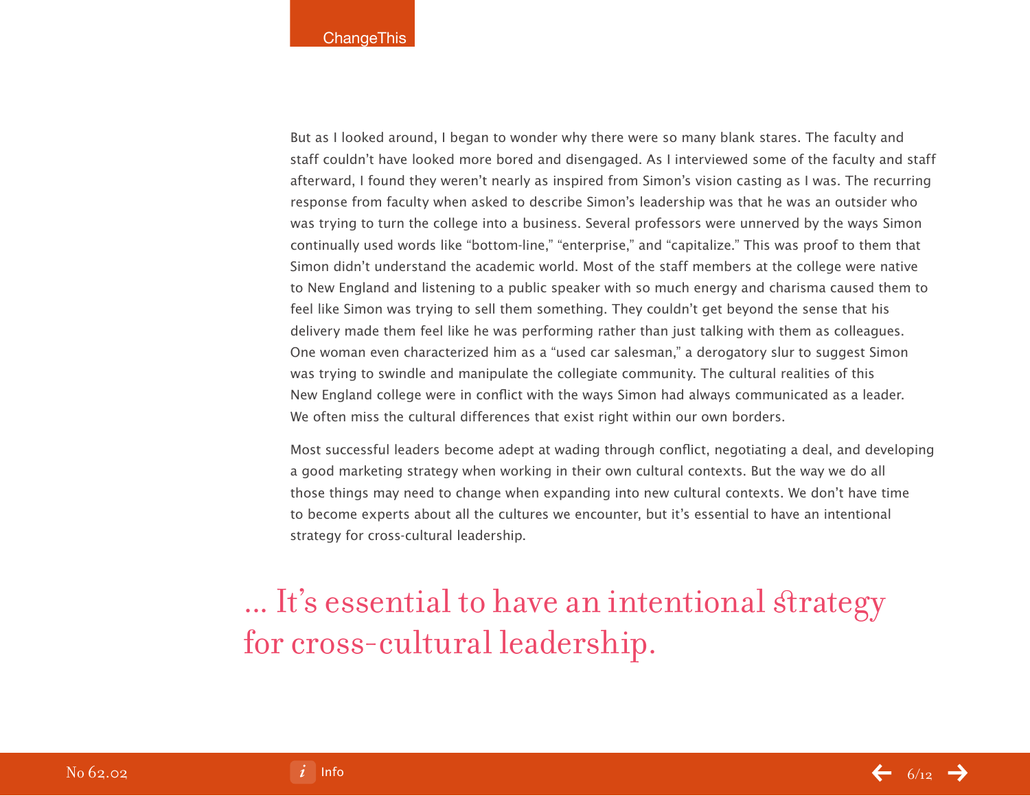But as I looked around, I began to wonder why there were so many blank stares. The faculty and staff couldn't have looked more bored and disengaged. As I interviewed some of the faculty and staff afterward, I found they weren't nearly as inspired from Simon's vision casting as I was. The recurring response from faculty when asked to describe Simon's leadership was that he was an outsider who was trying to turn the college into a business. Several professors were unnerved by the ways Simon continually used words like "bottom-line," "enterprise," and "capitalize." This was proof to them that Simon didn't understand the academic world. Most of the staff members at the college were native to New England and listening to a public speaker with so much energy and charisma caused them to feel like Simon was trying to sell them something. They couldn't get beyond the sense that his delivery made them feel like he was performing rather than just talking with them as colleagues. One woman even characterized him as a "used car salesman," a derogatory slur to suggest Simon was trying to swindle and manipulate the collegiate community. The cultural realities of this New England college were in conflict with the ways Simon had always communicated as a leader. We often miss the cultural differences that exist right within our own borders.

Most successful leaders become adept at wading through conflict, negotiating a deal, and developing a good marketing strategy when working in their own cultural contexts. But the way we do all those things may need to change when expanding into new cultural contexts. We don't have time to become experts about all the cultures we encounter, but it's essential to have an intentional strategy for cross-cultural leadership.

> ... It's essential to have an intentional strategy for cross-cultural leadership.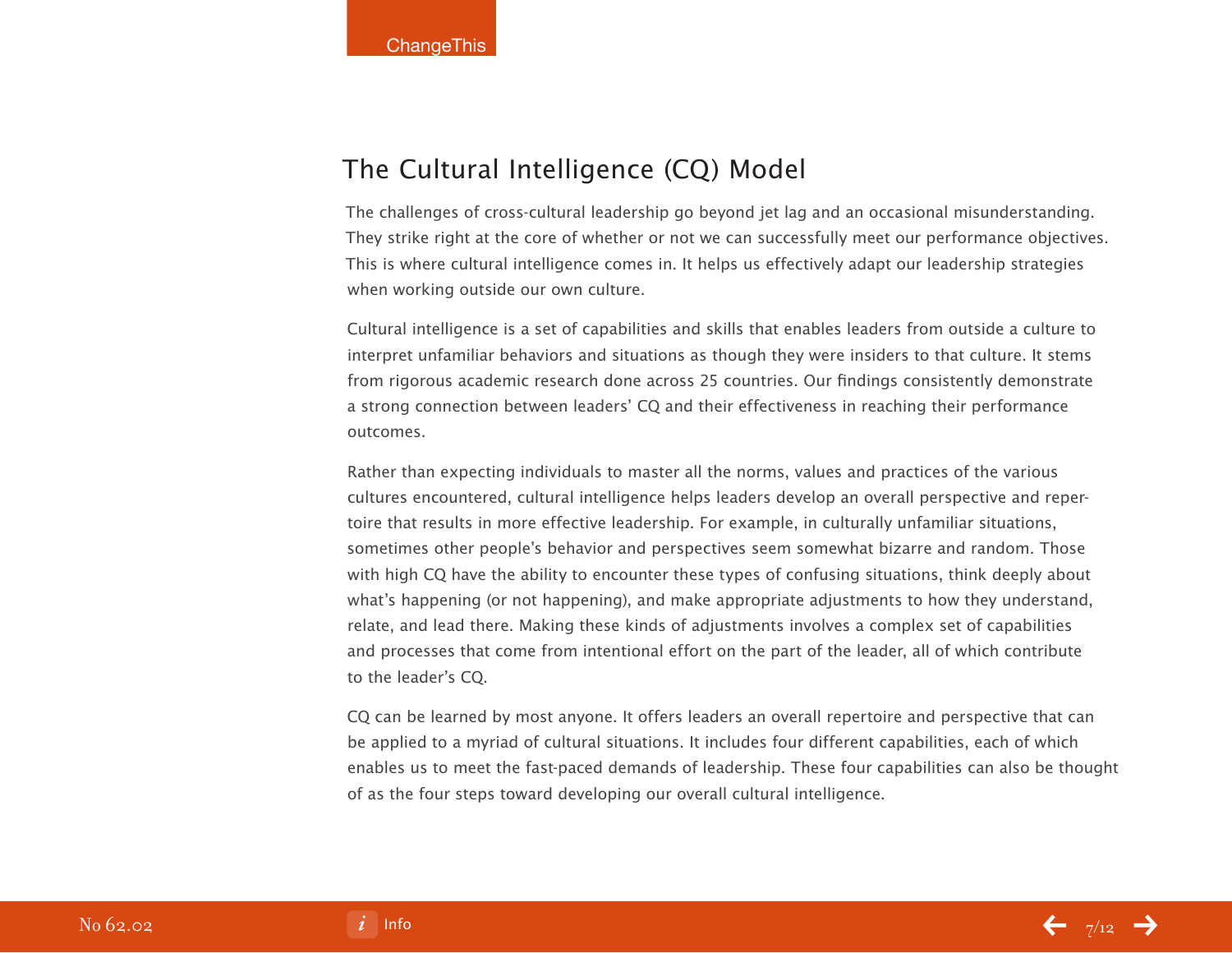## The Cultural Intelligence (CQ) Model

The challenges of cross-cultural leadership go beyond jet lag and an occasional misunderstanding. They strike right at the core of whether or not we can successfully meet our performance objectives. This is where cultural intelligence comes in. It helps us effectively adapt our leadership strategies when working outside our own culture.

Cultural intelligence is a set of capabilities and skills that enables leaders from outside a culture to interpret unfamiliar behaviors and situations as though they were insiders to that culture. It stems from rigorous academic research done across 25 countries. Our findings consistently demonstrate a strong connection between leaders' CQ and their effectiveness in reaching their performance outcomes.

Rather than expecting individuals to master all the norms, values and practices of the various cultures encountered, cultural intelligence helps leaders develop an overall perspective and repertoire that results in more effective leadership. For example, in culturally unfamiliar situations, sometimes other people's behavior and perspectives seem somewhat bizarre and random. Those with high CQ have the ability to encounter these types of confusing situations, think deeply about what's happening (or not happening), and make appropriate adjustments to how they understand, relate, and lead there. Making these kinds of adjustments involves a complex set of capabilities and processes that come from intentional effort on the part of the leader, all of which contribute to the leader's CQ.

CQ can be learned by most anyone. It offers leaders an overall repertoire and perspective that can be applied to a myriad of cultural situations. It includes four different capabilities, each of which enables us to meet the fast-paced demands of leadership. These four capabilities can also be thought of as the four steps toward developing our overall cultural intelligence.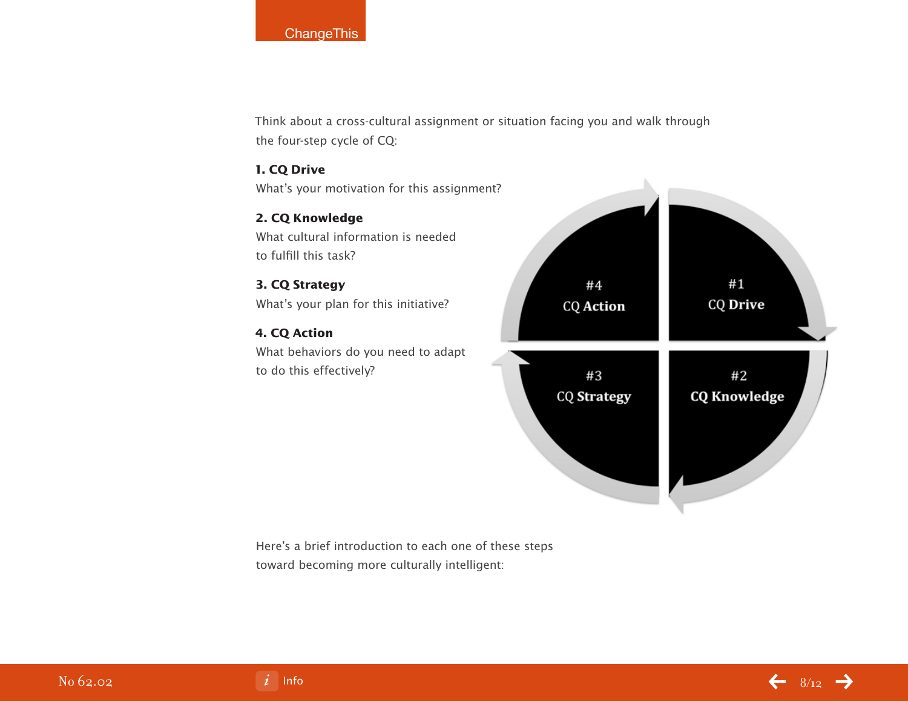Think about a cross-cultural assignment or situation facing you and walk through the four-step cycle of CQ:

**1. CQ Drive**
What's your motivation for this assignment?

**2. CQ Knowledge**
What cultural information is needed to fulfill this task?

**3. CQ Strategy**
What's your plan for this initiative?

**4. CQ Action**
What behaviors do you need to adapt to do this effectively?

#1 CQ Drive

#2 CQ Knowledge

#3 CQ Strategy

#4 CQ Action

Here's a brief introduction to each one of these steps toward becoming more culturally intelligent: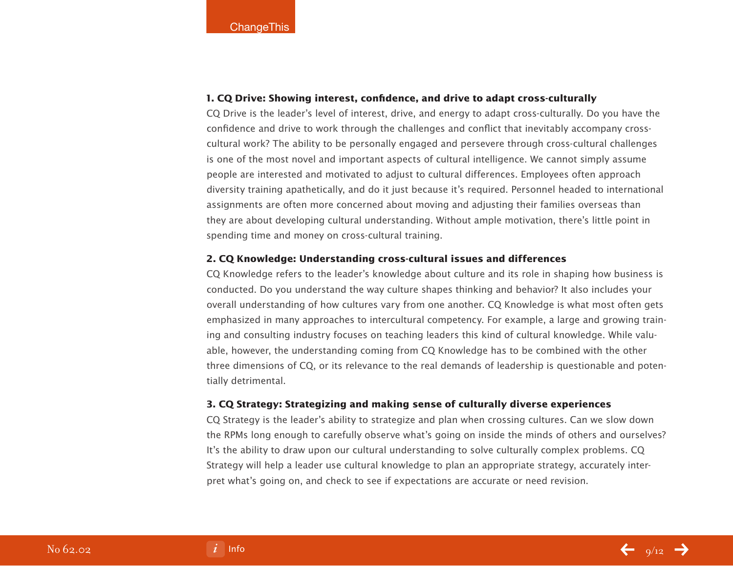**1. CQ Drive: Showing interest, confidence, and drive to adapt cross-culturally**

CQ Drive is the leader's level of interest, drive, and energy to adapt cross-culturally. Do you have the confidence and drive to work through the challenges and conflict that inevitably accompany cross-cultural work? The ability to be personally engaged and persevere through cross-cultural challenges is one of the most novel and important aspects of cultural intelligence. We cannot simply assume people are interested and motivated to adjust to cultural differences. Employees often approach diversity training apathetically, and do it just because it's required. Personnel headed to international assignments are often more concerned about moving and adjusting their families overseas than they are about developing cultural understanding. Without ample motivation, there's little point in spending time and money on cross-cultural training.

**2. CQ Knowledge: Understanding cross-cultural issues and differences**

CQ Knowledge refers to the leader's knowledge about culture and its role in shaping how business is conducted. Do you understand the way culture shapes thinking and behavior? It also includes your overall understanding of how cultures vary from one another. CQ Knowledge is what most often gets emphasized in many approaches to intercultural competency. For example, a large and growing training and consulting industry focuses on teaching leaders this kind of cultural knowledge. While valuable, however, the understanding coming from CQ Knowledge has to be combined with the other three dimensions of CQ, or its relevance to the real demands of leadership is questionable and potentially detrimental.

**3. CQ Strategy: Strategizing and making sense of culturally diverse experiences**

CQ Strategy is the leader's ability to strategize and plan when crossing cultures. Can we slow down the RPMs long enough to carefully observe what's going on inside the minds of others and ourselves? It's the ability to draw upon our cultural understanding to solve culturally complex problems. CQ Strategy will help a leader use cultural knowledge to plan an appropriate strategy, accurately interpret what's going on, and check to see if expectations are accurate or need revision.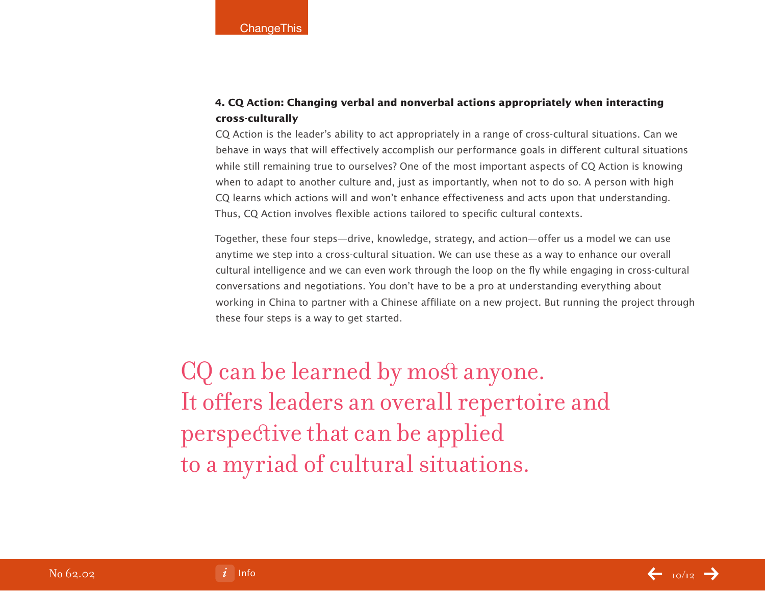**4. CQ Action: Changing verbal and nonverbal actions appropriately when interacting cross-culturally**

CQ Action is the leader's ability to act appropriately in a range of cross-cultural situations. Can we behave in ways that will effectively accomplish our performance goals in different cultural situations while still remaining true to ourselves? One of the most important aspects of CQ Action is knowing when to adapt to another culture and, just as importantly, when not to do so. A person with high CQ learns which actions will and won't enhance effectiveness and acts upon that understanding. Thus, CQ Action involves flexible actions tailored to specific cultural contexts.

Together, these four steps—drive, knowledge, strategy, and action—offer us a model we can use anytime we step into a cross-cultural situation. We can use these as a way to enhance our overall cultural intelligence and we can even work through the loop on the fly while engaging in cross-cultural conversations and negotiations. You don't have to be a pro at understanding everything about working in China to partner with a Chinese affiliate on a new project. But running the project through these four steps is a way to get started.

CQ can be learned by most anyone. It offers leaders an overall repertoire and perspective that can be applied to a myriad of cultural situations.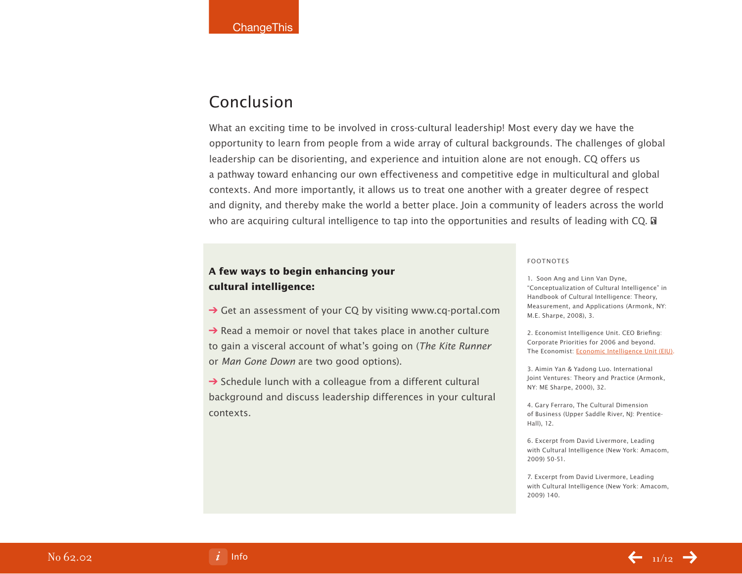## Conclusion

What an exciting time to be involved in cross-cultural leadership! Most every day we have the opportunity to learn from people from a wide array of cultural backgrounds. The challenges of global leadership can be disorienting, and experience and intuition alone are not enough. CQ offers us a pathway toward enhancing our own effectiveness and competitive edge in multicultural and global contexts. And more importantly, it allows us to treat one another with a greater degree of respect and dignity, and thereby make the world a better place. Join a community of leaders across the world who are acquiring cultural intelligence to tap into the opportunities and results of leading with CQ.

**A few ways to begin enhancing your cultural intelligence:**

→ Get an assessment of your CQ by visiting www.cq-portal.com

→ Read a memoir or novel that takes place in another culture to gain a visceral account of what's going on (*The Kite Runner* or *Man Gone Down* are two good options).

→ Schedule lunch with a colleague from a different cultural background and discuss leadership differences in your cultural contexts.

FOOTNOTES

1. Soon Ang and Linn Van Dyne, "Conceptualization of Cultural Intelligence" in Handbook of Cultural Intelligence: Theory, Measurement, and Applications (Armonk, NY: M.E. Sharpe, 2008), 3.

2. Economist Intelligence Unit. CEO Briefing: Corporate Priorities for 2006 and beyond. The Economist: Economic Intelligence Unit (EIU).

3. Aimin Yan & Yadong Luo. International Joint Ventures: Theory and Practice (Armonk, NY: ME Sharpe, 2000), 32.

4. Gary Ferraro, The Cultural Dimension of Business (Upper Saddle River, NJ: Prentice-Hall), 12.

6. Excerpt from David Livermore, Leading with Cultural Intelligence (New York: Amacom, 2009) 50-51.

7. Excerpt from David Livermore, Leading with Cultural Intelligence (New York: Amacom, 2009) 140.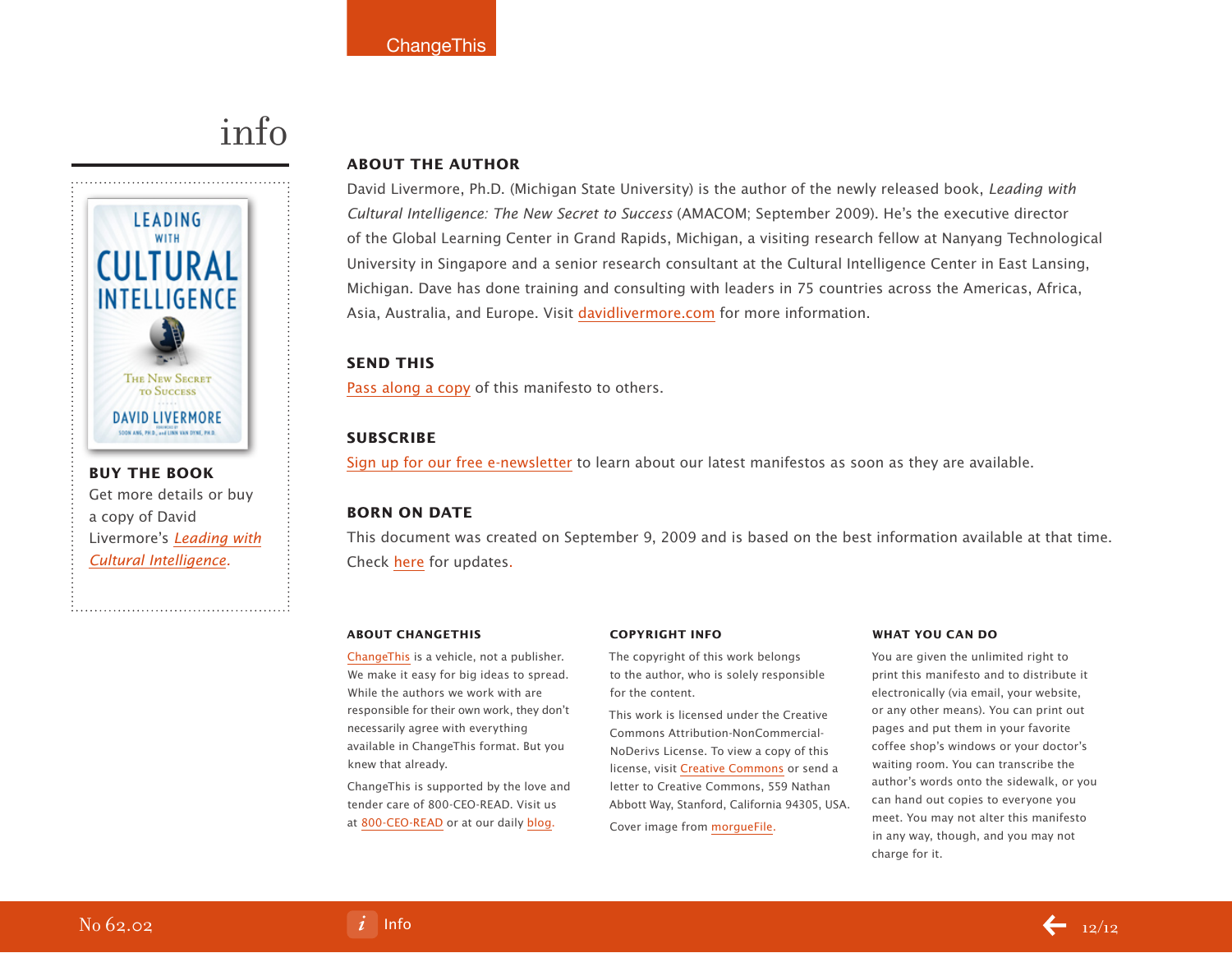# info

**BUY THE BOOK**
Get more details or buy a copy of David Livermore's *Leading with Cultural Intelligence*.

## ABOUT THE AUTHOR

David Livermore, Ph.D. (Michigan State University) is the author of the newly released book, *Leading with Cultural Intelligence: The New Secret to Success* (AMACOM; September 2009). He's the executive director of the Global Learning Center in Grand Rapids, Michigan, a visiting research fellow at Nanyang Technological University in Singapore and a senior research consultant at the Cultural Intelligence Center in East Lansing, Michigan. Dave has done training and consulting with leaders in 75 countries across the Americas, Africa, Asia, Australia, and Europe. Visit davidlivermore.com for more information.

## SEND THIS

Pass along a copy of this manifesto to others.

## SUBSCRIBE

Sign up for our free e-newsletter to learn about our latest manifestos as soon as they are available.

## BORN ON DATE

This document was created on September 9, 2009 and is based on the best information available at that time. Check here for updates.

### ABOUT CHANGETHIS

ChangeThis is a vehicle, not a publisher. We make it easy for big ideas to spread. While the authors we work with are responsible for their own work, they don't necessarily agree with everything available in ChangeThis format. But you knew that already.

ChangeThis is supported by the love and tender care of 800-CEO-READ. Visit us at 800-CEO-READ or at our daily blog.

### COPYRIGHT INFO

The copyright of this work belongs to the author, who is solely responsible for the content.

This work is licensed under the Creative Commons Attribution-NonCommercial-NoDerivs License. To view a copy of this license, visit Creative Commons or send a letter to Creative Commons, 559 Nathan Abbott Way, Stanford, California 94305, USA.

Cover image from morgueFile.

### WHAT YOU CAN DO

You are given the unlimited right to print this manifesto and to distribute it electronically (via email, your website, or any other means). You can print out pages and put them in your favorite coffee shop's windows or your doctor's waiting room. You can transcribe the author's words onto the sidewalk, or you can hand out copies to everyone you meet. You may not alter this manifesto in any way, though, and you may not charge for it.